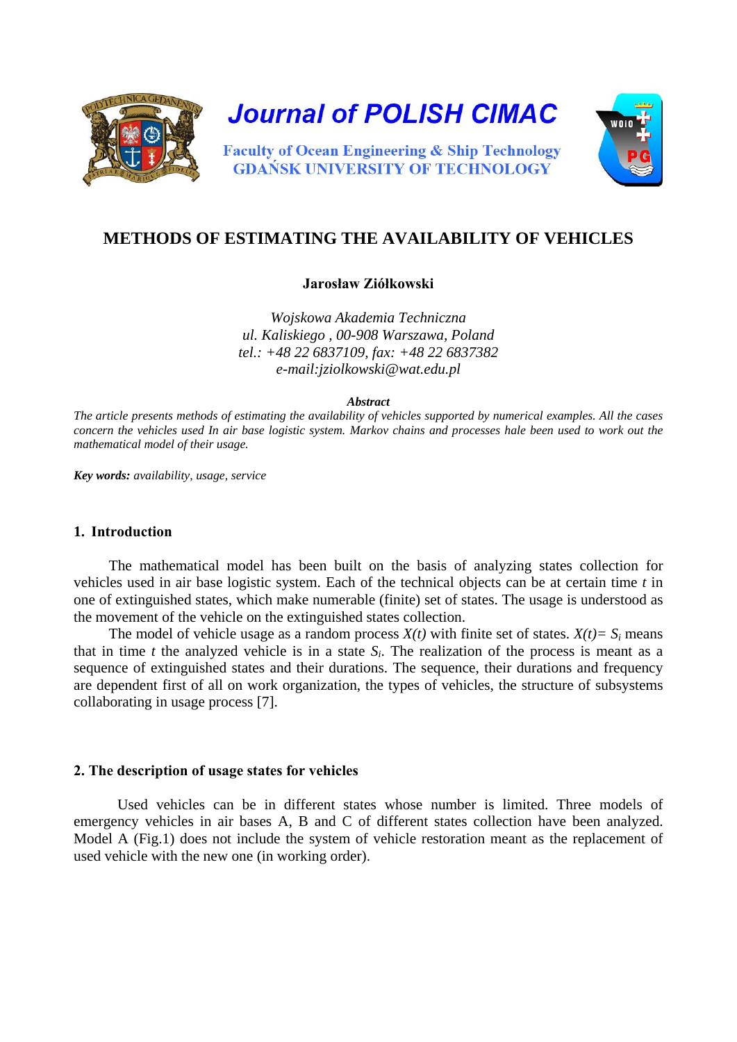# METHODS OF ESTIMATING THE AVAILABILITY OF VEHICLES

**Jarosław Ziółkowski**

*Wojskowa Akademia Techniczna*
*ul. Kaliskiego , 00-908 Warszawa, Poland*
*tel.: +48 22 6837109, fax: +48 22 6837382*
*e-mail:jziolkowski@wat.edu.pl*

***Abstract***

*The article presents methods of estimating the availability of vehicles supported by numerical examples. All the cases concern the vehicles used In air base logistic system. Markov chains and processes hale been used to work out the mathematical model of their usage.*

***Key words:*** *availability, usage, service*

## 1. Introduction

The mathematical model has been built on the basis of analyzing states collection for vehicles used in air base logistic system. Each of the technical objects can be at certain time *t* in one of extinguished states, which make numerable (finite) set of states. The usage is understood as the movement of the vehicle on the extinguished states collection.

The model of vehicle usage as a random process $X(t)$ with finite set of states. $X(t)= S_i$ means that in time *t* the analyzed vehicle is in a state $S_i$. The realization of the process is meant as a sequence of extinguished states and their durations. The sequence, their durations and frequency are dependent first of all on work organization, the types of vehicles, the structure of subsystems collaborating in usage process [7].

## 2. The description of usage states for vehicles

Used vehicles can be in different states whose number is limited. Three models of emergency vehicles in air bases A, B and C of different states collection have been analyzed. Model A (Fig.1) does not include the system of vehicle restoration meant as the replacement of used vehicle with the new one (in working order).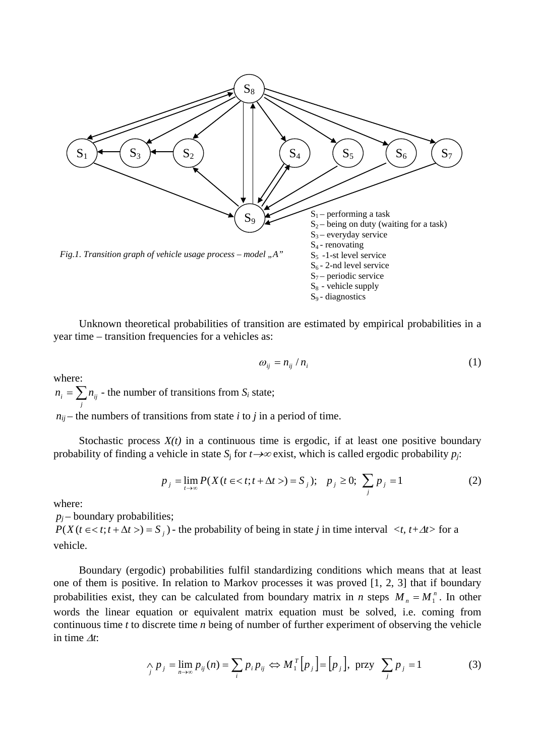S1 – performing a task
S2 – being on duty (waiting for a task)
S3 – everyday service
S4 - renovating
S5 -1-st level service
S6 - 2-nd level service
S7 – periodic service
S8 - vehicle supply
S9 - diagnostics

*Fig.1. Transition graph of vehicle usage process – model „A"*

Unknown theoretical probabilities of transition are estimated by empirical probabilities in a year time – transition frequencies for a vehicles as:

$$\omega_{ij} = n_{ij} / n_i \tag{1}$$

where:

$n_i = \sum_j n_{ij}$ - the number of transitions from $S_i$ state;

$n_{ij}$ – the numbers of transitions from state $i$ to $j$ in a period of time.

Stochastic process $X(t)$ in a continuous time is ergodic, if at least one positive boundary probability of finding a vehicle in state $S_j$ for $t \to \infty$ exist, which is called ergodic probability $p_j$:

$$p_j = \lim_{t \to \infty} P(X(t \in <t; t + \Delta t>) = S_j); \quad p_j \geq 0; \ \sum_j p_j = 1 \tag{2}$$

where:

$p_j$ – boundary probabilities;

$P(X(t \in <t; t + \Delta t>) = S_j)$ - the probability of being in state $j$ in time interval $<t, t+\Delta t>$ for a vehicle.

Boundary (ergodic) probabilities fulfil standardizing conditions which means that at least one of them is positive. In relation to Markov processes it was proved [1, 2, 3] that if boundary probabilities exist, they can be calculated from boundary matrix in $n$ steps $M_n = M_1^n$. In other words the linear equation or equivalent matrix equation must be solved, i.e. coming from continuous time $t$ to discrete time $n$ being of number of further experiment of observing the vehicle in time $\Delta t$:

$$\bigwedge_j p_j = \lim_{n \to \infty} p_{ij}(n) = \sum_i p_i p_{ij} \Leftrightarrow M_1^T [p_j] = [p_j], \ \text{przy} \ \sum_j p_j = 1 \tag{3}$$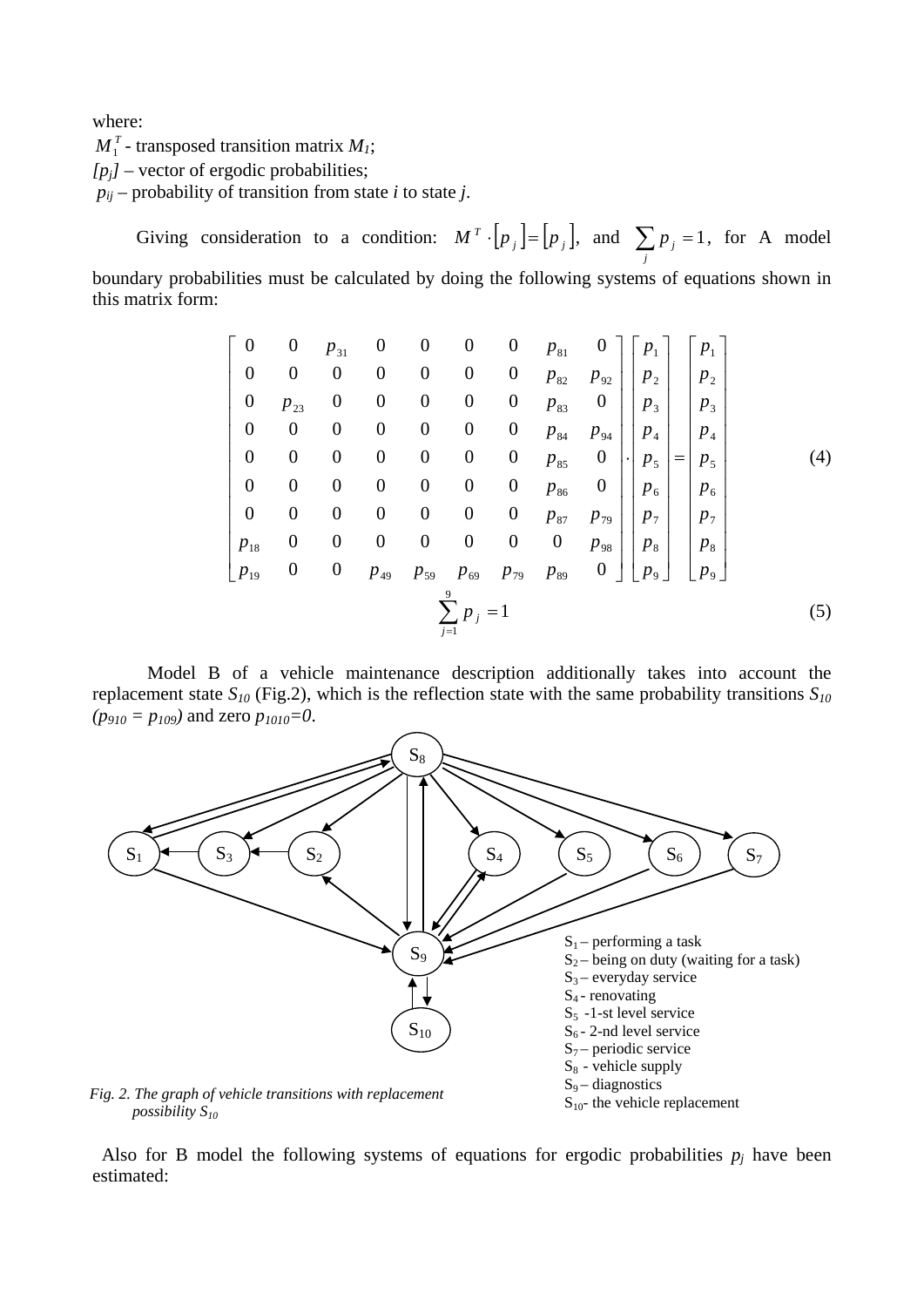where:

$M_1^T$ - transposed transition matrix $M_1$;

$[p_j]$ – vector of ergodic probabilities;

$p_{ij}$ – probability of transition from state *i* to state *j*.

Giving consideration to a condition: $M^T \cdot [p_j] = [p_j]$, and $\sum_j p_j = 1$, for A model boundary probabilities must be calculated by doing the following systems of equations shown in this matrix form:

$$\begin{bmatrix} 0 & 0 & p_{31} & 0 & 0 & 0 & 0 & p_{81} & 0 \\ 0 & 0 & 0 & 0 & 0 & 0 & 0 & p_{82} & p_{92} \\ 0 & p_{23} & 0 & 0 & 0 & 0 & 0 & p_{83} & 0 \\ 0 & 0 & 0 & 0 & 0 & 0 & 0 & p_{84} & p_{94} \\ 0 & 0 & 0 & 0 & 0 & 0 & 0 & p_{85} & 0 \\ 0 & 0 & 0 & 0 & 0 & 0 & 0 & p_{86} & 0 \\ 0 & 0 & 0 & 0 & 0 & 0 & 0 & p_{87} & p_{79} \\ p_{18} & 0 & 0 & 0 & 0 & 0 & 0 & 0 & p_{98} \\ p_{19} & 0 & 0 & p_{49} & p_{59} & p_{69} & p_{79} & p_{89} & 0 \end{bmatrix} \cdot \begin{bmatrix} p_1 \\ p_2 \\ p_3 \\ p_4 \\ p_5 \\ p_6 \\ p_7 \\ p_8 \\ p_9 \end{bmatrix} = \begin{bmatrix} p_1 \\ p_2 \\ p_3 \\ p_4 \\ p_5 \\ p_6 \\ p_7 \\ p_8 \\ p_9 \end{bmatrix} \tag{4}$$

$$\sum_{j=1}^{9} p_j = 1 \tag{5}$$

Model B of a vehicle maintenance description additionally takes into account the replacement state $S_{10}$ (Fig.2), which is the reflection state with the same probability transitions $S_{10}$ ($p_{910} = p_{109}$) and zero $p_{1010}=0$.

$S_1$ – performing a task
$S_2$ – being on duty (waiting for a task)
$S_3$ – everyday service
$S_4$ - renovating
$S_5$ -1-st level service
$S_6$ - 2-nd level service
$S_7$ – periodic service
$S_8$ - vehicle supply
$S_9$ – diagnostics
$S_{10}$- the vehicle replacement

*Fig. 2. The graph of vehicle transitions with replacement possibility $S_{10}$*

Also for B model the following systems of equations for ergodic probabilities $p_j$ have been estimated: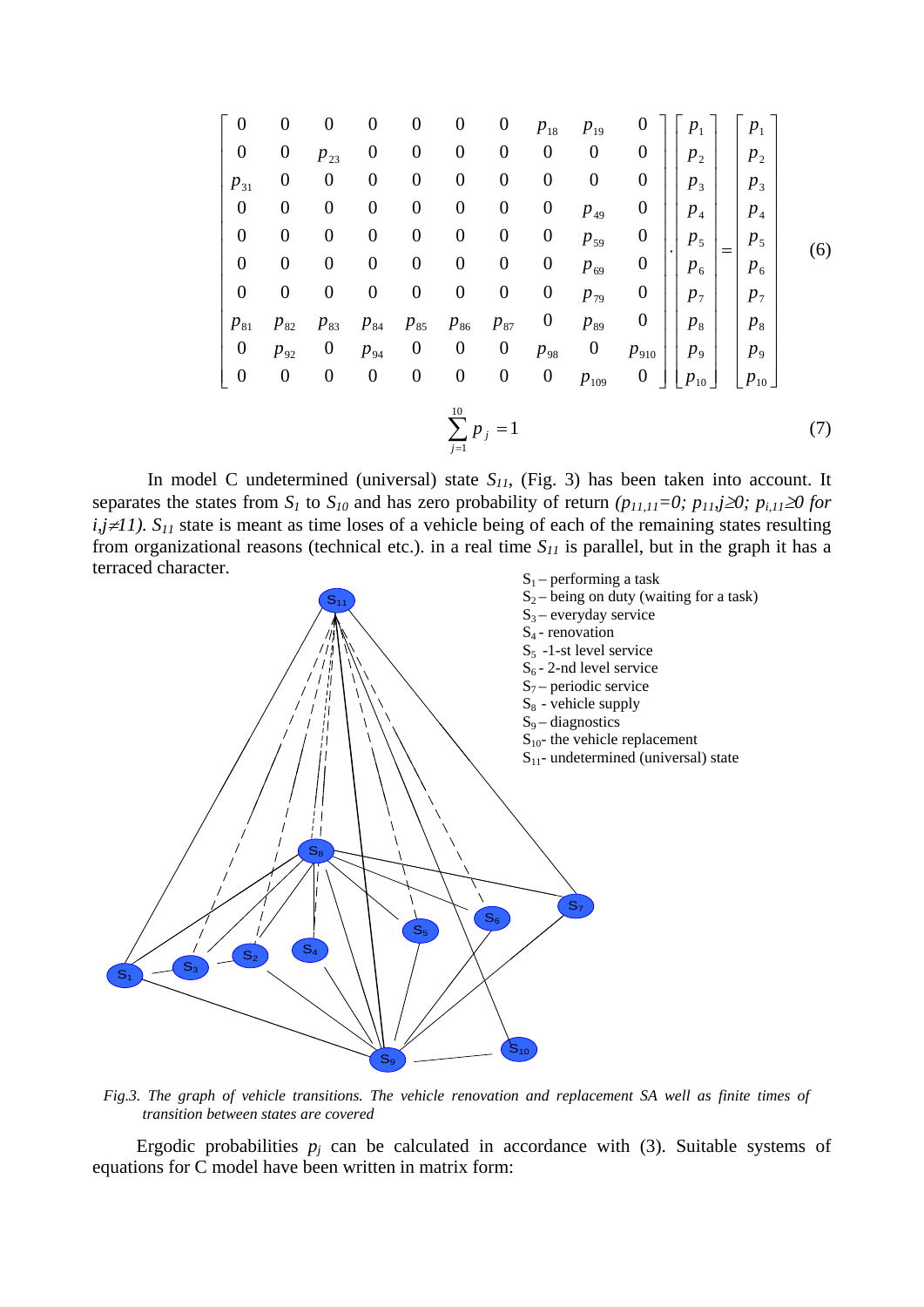$$
\begin{bmatrix}
0 & 0 & 0 & 0 & 0 & 0 & 0 & p_{18} & p_{19} & 0 \\
0 & 0 & p_{23} & 0 & 0 & 0 & 0 & 0 & 0 & 0 \\
p_{31} & 0 & 0 & 0 & 0 & 0 & 0 & 0 & 0 & 0 \\
0 & 0 & 0 & 0 & 0 & 0 & 0 & 0 & p_{49} & 0 \\
0 & 0 & 0 & 0 & 0 & 0 & 0 & 0 & p_{59} & 0 \\
0 & 0 & 0 & 0 & 0 & 0 & 0 & 0 & p_{69} & 0 \\
0 & 0 & 0 & 0 & 0 & 0 & 0 & 0 & p_{79} & 0 \\
p_{81} & p_{82} & p_{83} & p_{84} & p_{85} & p_{86} & p_{87} & 0 & p_{89} & 0 \\
0 & p_{92} & 0 & p_{94} & 0 & 0 & 0 & p_{98} & 0 & p_{910} \\
0 & 0 & 0 & 0 & 0 & 0 & 0 & 0 & p_{109} & 0
\end{bmatrix}
\cdot
\begin{bmatrix}
p_1 \\ p_2 \\ p_3 \\ p_4 \\ p_5 \\ p_6 \\ p_7 \\ p_8 \\ p_9 \\ p_{10}
\end{bmatrix}
=
\begin{bmatrix}
p_1 \\ p_2 \\ p_3 \\ p_4 \\ p_5 \\ p_6 \\ p_7 \\ p_8 \\ p_9 \\ p_{10}
\end{bmatrix}
\tag{6}
$$

$$
\sum_{j=1}^{10} p_j = 1 \tag{7}
$$

In model C undetermined (universal) state $S_{11}$, (Fig. 3) has been taken into account. It separates the states from $S_1$ to $S_{10}$ and has zero probability of return *($p_{11,11}=0$; $p_{11,j} \geq 0$; $p_{i,11} \geq 0$ for $i,j \neq 11$)*. $S_{11}$ state is meant as time loses of a vehicle being of each of the remaining states resulting from organizational reasons (technical etc.). in a real time $S_{11}$ is parallel, but in the graph it has a terraced character.

$S_1$ – performing a task
$S_2$ – being on duty (waiting for a task)
$S_3$ – everyday service
$S_4$ - renovation
$S_5$ -1-st level service
$S_6$ - 2-nd level service
$S_7$ – periodic service
$S_8$ - vehicle supply
$S_9$ – diagnostics
$S_{10}$- the vehicle replacement
$S_{11}$- undetermined (universal) state

*Fig.3. The graph of vehicle transitions. The vehicle renovation and replacement SA well as finite times of transition between states are covered*

Ergodic probabilities $p_j$ can be calculated in accordance with (3). Suitable systems of equations for C model have been written in matrix form: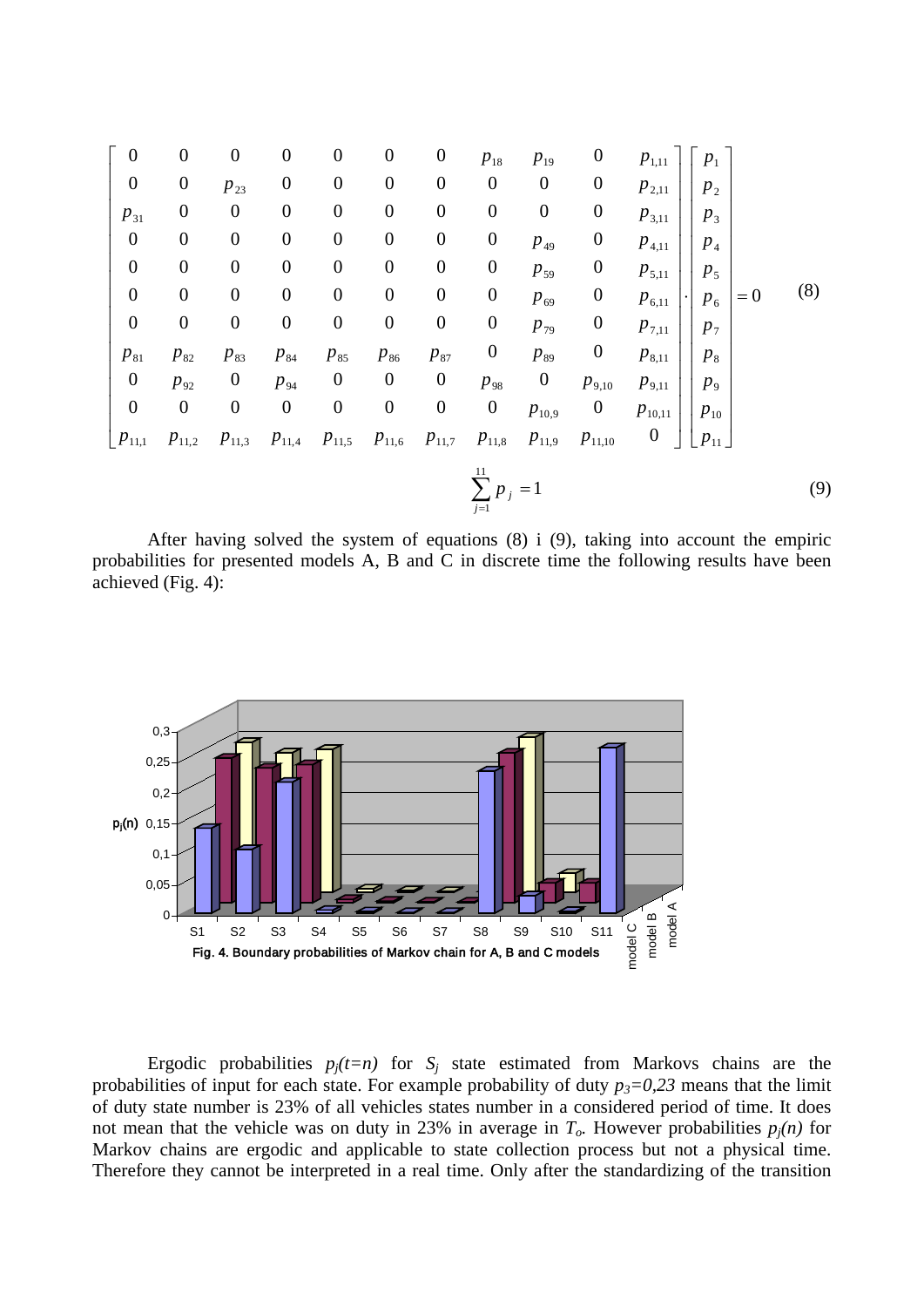$$
\begin{bmatrix}
0 & 0 & 0 & 0 & 0 & 0 & 0 & p_{18} & p_{19} & 0 & p_{1,11} \\
0 & 0 & p_{23} & 0 & 0 & 0 & 0 & 0 & 0 & 0 & p_{2,11} \\
p_{31} & 0 & 0 & 0 & 0 & 0 & 0 & 0 & 0 & 0 & p_{3,11} \\
0 & 0 & 0 & 0 & 0 & 0 & 0 & 0 & p_{49} & 0 & p_{4,11} \\
0 & 0 & 0 & 0 & 0 & 0 & 0 & 0 & p_{59} & 0 & p_{5,11} \\
0 & 0 & 0 & 0 & 0 & 0 & 0 & 0 & p_{69} & 0 & p_{6,11} \\
0 & 0 & 0 & 0 & 0 & 0 & 0 & 0 & p_{79} & 0 & p_{7,11} \\
p_{81} & p_{82} & p_{83} & p_{84} & p_{85} & p_{86} & p_{87} & 0 & p_{89} & 0 & p_{8,11} \\
0 & p_{92} & 0 & p_{94} & 0 & 0 & 0 & p_{98} & 0 & p_{9,10} & p_{9,11} \\
0 & 0 & 0 & 0 & 0 & 0 & 0 & 0 & p_{10,9} & 0 & p_{10,11} \\
p_{11,1} & p_{11,2} & p_{11,3} & p_{11,4} & p_{11,5} & p_{11,6} & p_{11,7} & p_{11,8} & p_{11,9} & p_{11,10} & 0
\end{bmatrix}
\cdot
\begin{bmatrix}
p_1 \\ p_2 \\ p_3 \\ p_4 \\ p_5 \\ p_6 \\ p_7 \\ p_8 \\ p_9 \\ p_{10} \\ p_{11}
\end{bmatrix}
= 0 \qquad (8)
$$

$$
\sum_{j=1}^{11} p_j = 1 \qquad (9)
$$

After having solved the system of equations (8) i (9), taking into account the empiric probabilities for presented models A, B and C in discrete time the following results have been achieved (Fig. 4):

Fig. 4. Boundary probabilities of Markov chain for A, B and C models

Ergodic probabilities $p_j(t=n)$ for $S_j$ state estimated from Markovs chains are the probabilities of input for each state. For example probability of duty $p_3=0{,}23$ means that the limit of duty state number is 23% of all vehicles states number in a considered period of time. It does not mean that the vehicle was on duty in 23% in average in $T_o$. However probabilities $p_j(n)$ for Markov chains are ergodic and applicable to state collection process but not a physical time. Therefore they cannot be interpreted in a real time. Only after the standardizing of the transition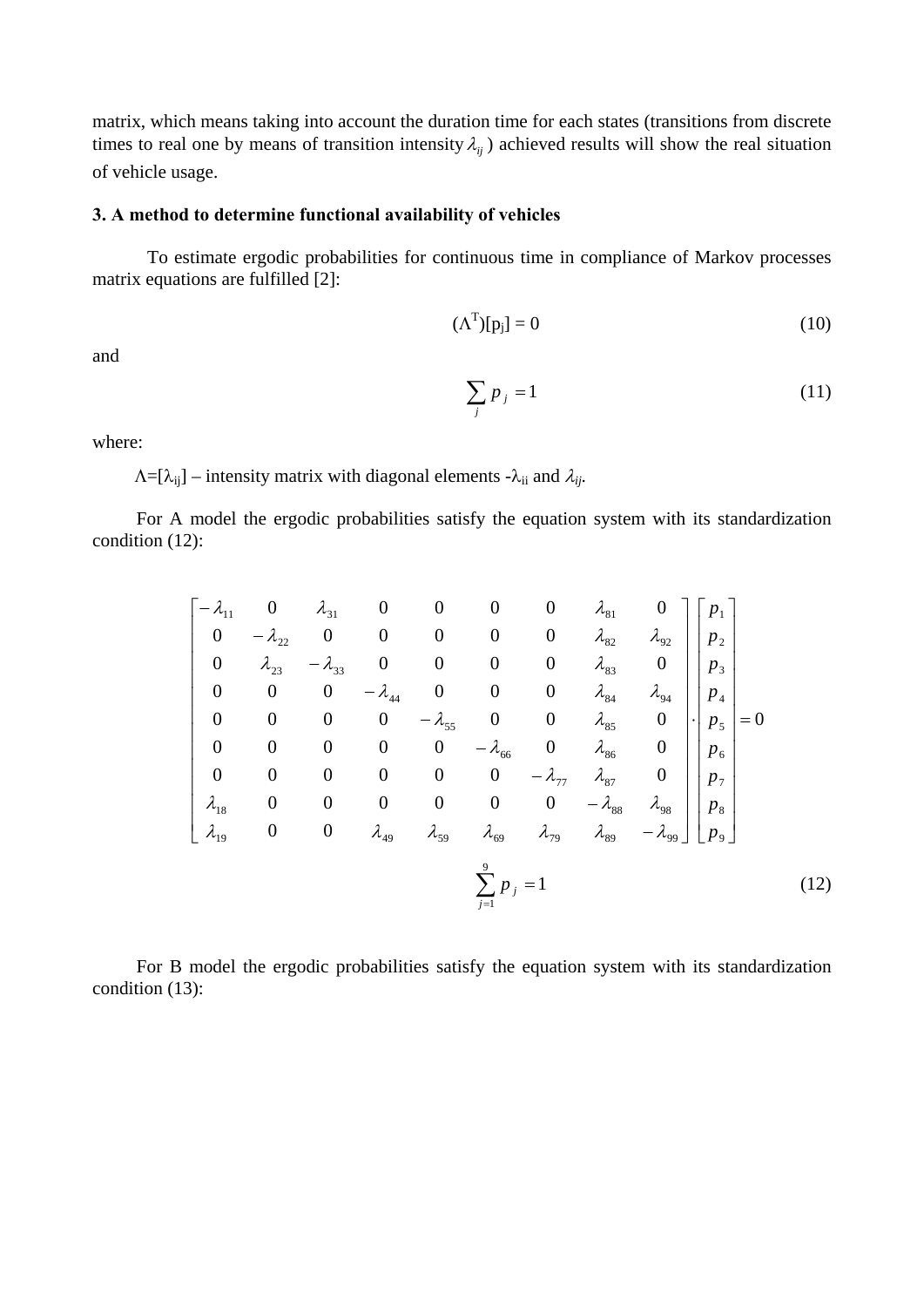matrix, which means taking into account the duration time for each states (transitions from discrete times to real one by means of transition intensity $\lambda_{ij}$ ) achieved results will show the real situation of vehicle usage.

### 3. A method to determine functional availability of vehicles

To estimate ergodic probabilities for continuous time in compliance of Markov processes matrix equations are fulfilled [2]:

$$(\Lambda^T)[p_j] = 0 \tag{10}$$

and

$$\sum_j p_j = 1 \tag{11}$$

where:

$\Lambda=[\lambda_{ij}]$ – intensity matrix with diagonal elements $-\lambda_{ii}$ and $\lambda_{ij}$.

For A model the ergodic probabilities satisfy the equation system with its standardization condition (12):

$$\begin{bmatrix} -\lambda_{11} & 0 & \lambda_{31} & 0 & 0 & 0 & 0 & \lambda_{81} & 0 \\ 0 & -\lambda_{22} & 0 & 0 & 0 & 0 & 0 & \lambda_{82} & \lambda_{92} \\ 0 & \lambda_{23} & -\lambda_{33} & 0 & 0 & 0 & 0 & \lambda_{83} & 0 \\ 0 & 0 & 0 & -\lambda_{44} & 0 & 0 & 0 & \lambda_{84} & \lambda_{94} \\ 0 & 0 & 0 & 0 & -\lambda_{55} & 0 & 0 & \lambda_{85} & 0 \\ 0 & 0 & 0 & 0 & 0 & -\lambda_{66} & 0 & \lambda_{86} & 0 \\ 0 & 0 & 0 & 0 & 0 & 0 & -\lambda_{77} & \lambda_{87} & 0 \\ \lambda_{18} & 0 & 0 & 0 & 0 & 0 & 0 & -\lambda_{88} & \lambda_{98} \\ \lambda_{19} & 0 & 0 & \lambda_{49} & \lambda_{59} & \lambda_{69} & \lambda_{79} & \lambda_{89} & -\lambda_{99} \end{bmatrix} \cdot \begin{bmatrix} p_1 \\ p_2 \\ p_3 \\ p_4 \\ p_5 \\ p_6 \\ p_7 \\ p_8 \\ p_9 \end{bmatrix} = 0$$

$$\sum_{j=1}^{9} p_j = 1 \tag{12}$$

For B model the ergodic probabilities satisfy the equation system with its standardization condition (13):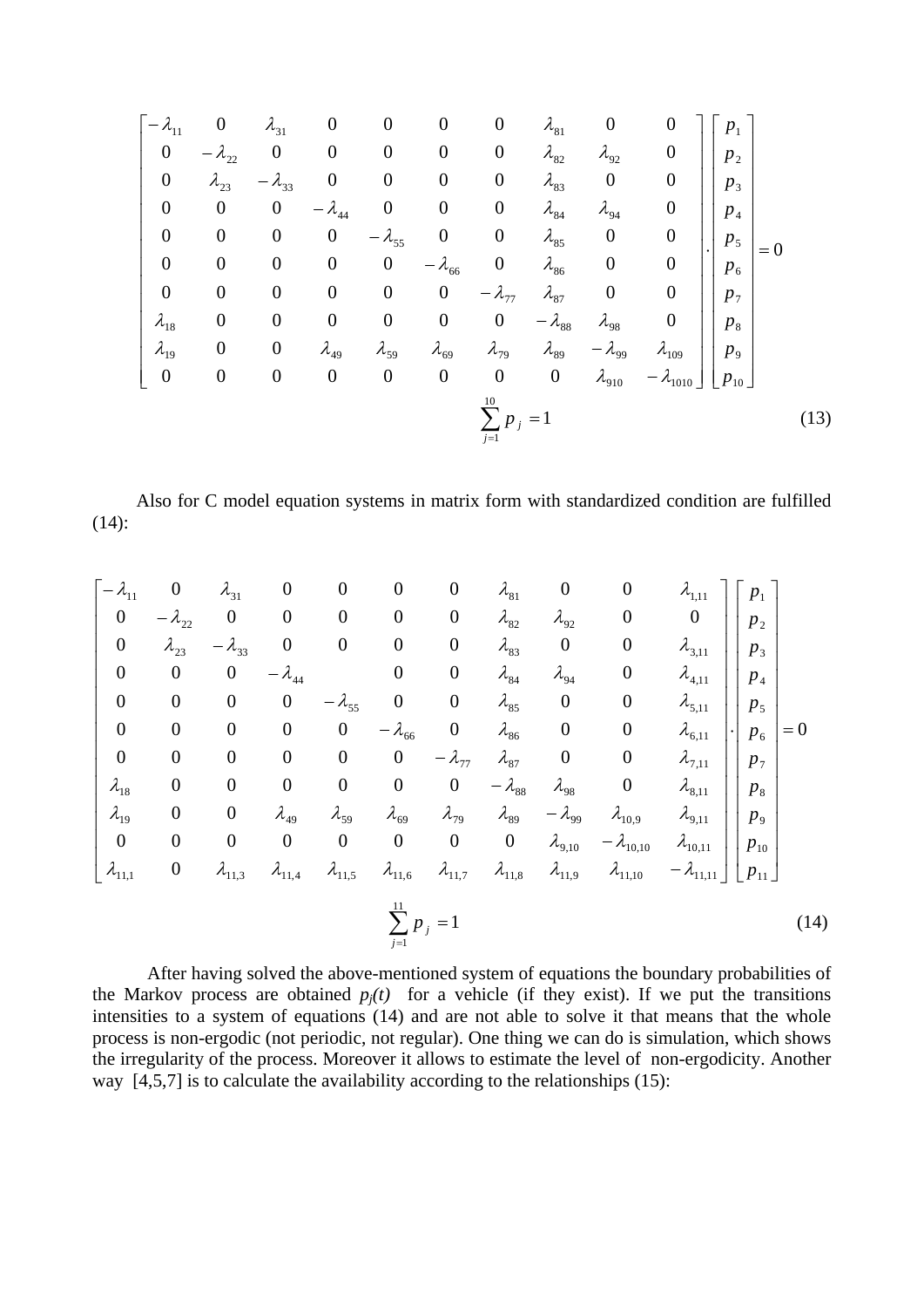$$
\begin{bmatrix}
-\lambda_{11} & 0 & \lambda_{31} & 0 & 0 & 0 & 0 & \lambda_{81} & 0 & 0 \\
0 & -\lambda_{22} & 0 & 0 & 0 & 0 & 0 & \lambda_{82} & \lambda_{92} & 0 \\
0 & \lambda_{23} & -\lambda_{33} & 0 & 0 & 0 & 0 & \lambda_{83} & 0 & 0 \\
0 & 0 & 0 & -\lambda_{44} & 0 & 0 & 0 & \lambda_{84} & \lambda_{94} & 0 \\
0 & 0 & 0 & 0 & -\lambda_{55} & 0 & 0 & \lambda_{85} & 0 & 0 \\
0 & 0 & 0 & 0 & 0 & -\lambda_{66} & 0 & \lambda_{86} & 0 & 0 \\
0 & 0 & 0 & 0 & 0 & 0 & -\lambda_{77} & \lambda_{87} & 0 & 0 \\
\lambda_{18} & 0 & 0 & 0 & 0 & 0 & 0 & -\lambda_{88} & \lambda_{98} & 0 \\
\lambda_{19} & 0 & 0 & \lambda_{49} & \lambda_{59} & \lambda_{69} & \lambda_{79} & \lambda_{89} & -\lambda_{99} & \lambda_{109} \\
0 & 0 & 0 & 0 & 0 & 0 & 0 & 0 & \lambda_{910} & -\lambda_{1010}
\end{bmatrix}
\cdot
\begin{bmatrix}
p_1 \\ p_2 \\ p_3 \\ p_4 \\ p_5 \\ p_6 \\ p_7 \\ p_8 \\ p_9 \\ p_{10}
\end{bmatrix}
= 0
$$

$$
\sum_{j=1}^{10} p_j = 1 \tag{13}
$$

Also for C model equation systems in matrix form with standardized condition are fulfilled (14):

$$
\begin{bmatrix}
-\lambda_{11} & 0 & \lambda_{31} & 0 & 0 & 0 & 0 & \lambda_{81} & 0 & 0 & \lambda_{1,11} \\
0 & -\lambda_{22} & 0 & 0 & 0 & 0 & 0 & \lambda_{82} & \lambda_{92} & 0 & 0 \\
0 & \lambda_{23} & -\lambda_{33} & 0 & 0 & 0 & 0 & \lambda_{83} & 0 & 0 & \lambda_{3,11} \\
0 & 0 & 0 & -\lambda_{44} & & 0 & 0 & \lambda_{84} & \lambda_{94} & 0 & \lambda_{4,11} \\
0 & 0 & 0 & 0 & -\lambda_{55} & 0 & 0 & \lambda_{85} & 0 & 0 & \lambda_{5,11} \\
0 & 0 & 0 & 0 & 0 & -\lambda_{66} & 0 & \lambda_{86} & 0 & 0 & \lambda_{6,11} \\
0 & 0 & 0 & 0 & 0 & 0 & -\lambda_{77} & \lambda_{87} & 0 & 0 & \lambda_{7,11} \\
\lambda_{18} & 0 & 0 & 0 & 0 & 0 & 0 & -\lambda_{88} & \lambda_{98} & 0 & \lambda_{8,11} \\
\lambda_{19} & 0 & 0 & \lambda_{49} & \lambda_{59} & \lambda_{69} & \lambda_{79} & \lambda_{89} & -\lambda_{99} & \lambda_{10,9} & \lambda_{9,11} \\
0 & 0 & 0 & 0 & 0 & 0 & 0 & 0 & \lambda_{9,10} & -\lambda_{10,10} & \lambda_{10,11} \\
\lambda_{11,1} & 0 & \lambda_{11,3} & \lambda_{11,4} & \lambda_{11,5} & \lambda_{11,6} & \lambda_{11,7} & \lambda_{11,8} & \lambda_{11,9} & \lambda_{11,10} & -\lambda_{11,11}
\end{bmatrix}
\cdot
\begin{bmatrix}
p_1 \\ p_2 \\ p_3 \\ p_4 \\ p_5 \\ p_6 \\ p_7 \\ p_8 \\ p_9 \\ p_{10} \\ p_{11}
\end{bmatrix}
= 0
$$

$$
\sum_{j=1}^{11} p_j = 1 \tag{14}
$$

After having solved the above-mentioned system of equations the boundary probabilities of the Markov process are obtained $p_j(t)$ for a vehicle (if they exist). If we put the transitions intensities to a system of equations (14) and are not able to solve it that means that the whole process is non-ergodic (not periodic, not regular). One thing we can do is simulation, which shows the irregularity of the process. Moreover it allows to estimate the level of non-ergodicity. Another way [4,5,7] is to calculate the availability according to the relationships (15):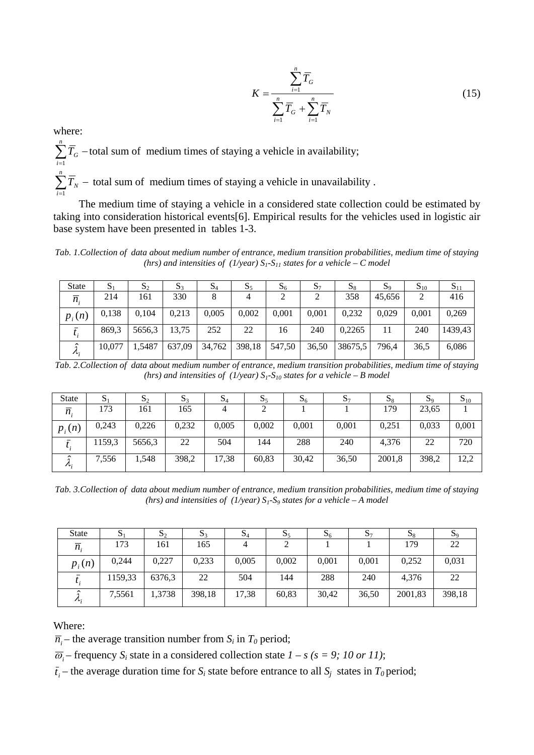$$K = \frac{\sum_{i=1}^{n} \overline{T}_G}{\sum_{i=1}^{n} \overline{T}_G + \sum_{i=1}^{n} \overline{T}_N} \tag{15}$$

where:

$\sum_{i=1}^{n} \overline{T}_G$ – total sum of medium times of staying a vehicle in availability;

$\sum_{i=1}^{n} \overline{T}_N$ – total sum of medium times of staying a vehicle in unavailability .

The medium time of staying a vehicle in a considered state collection could be estimated by taking into consideration historical events[6]. Empirical results for the vehicles used in logistic air base system have been presented in tables 1-3.

*Tab. 1.Collection of data about medium number of entrance, medium transition probabilities, medium time of staying (hrs) and intensities of (1/year) $S_1$-$S_{11}$ states for a vehicle – C model*

| State | $S_1$ | $S_2$ | $S_3$ | $S_4$ | $S_5$ | $S_6$ | $S_7$ | $S_8$ | $S_9$ | $S_{10}$ | $S_{11}$ |
|---|---|---|---|---|---|---|---|---|---|---|---|
| $\overline{n}_i$ | 214 | 161 | 330 | 8 | 4 | 2 | 2 | 358 | 45,656 | 2 | 416 |
| $p_i(n)$ | 0,138 | 0,104 | 0,213 | 0,005 | 0,002 | 0,001 | 0,001 | 0,232 | 0,029 | 0,001 | 0,269 |
| $\bar{t}_i$ | 869,3 | 5656,3 | 13,75 | 252 | 22 | 16 | 240 | 0,2265 | 11 | 240 | 1439,43 |
| $\hat{\lambda}_i$ | 10,077 | 1,5487 | 637,09 | 34,762 | 398,18 | 547,50 | 36,50 | 38675,5 | 796,4 | 36,5 | 6,086 |

*Tab. 2.Collection of data about medium number of entrance, medium transition probabilities, medium time of staying (hrs) and intensities of (1/year) $S_1$-$S_{10}$ states for a vehicle – B model*

| State | $S_1$ | $S_2$ | $S_3$ | $S_4$ | $S_5$ | $S_6$ | $S_7$ | $S_8$ | $S_9$ | $S_{10}$ |
|---|---|---|---|---|---|---|---|---|---|---|
| $\overline{n}_i$ | 173 | 161 | 165 | 4 | 2 | 1 | 1 | 179 | 23,65 | 1 |
| $p_i(n)$ | 0,243 | 0,226 | 0,232 | 0,005 | 0,002 | 0,001 | 0,001 | 0,251 | 0,033 | 0,001 |
| $\bar{t}_i$ | 1159,3 | 5656,3 | 22 | 504 | 144 | 288 | 240 | 4,376 | 22 | 720 |
| $\hat{\lambda}_i$ | 7,556 | 1,548 | 398,2 | 17,38 | 60,83 | 30,42 | 36,50 | 2001,8 | 398,2 | 12,2 |

*Tab. 3.Collection of data about medium number of entrance, medium transition probabilities, medium time of staying (hrs) and intensities of (1/year) $S_1$-$S_9$ states for a vehicle – A model*

| State | $S_1$ | $S_2$ | $S_3$ | $S_4$ | $S_5$ | $S_6$ | $S_7$ | $S_8$ | $S_9$ |
|---|---|---|---|---|---|---|---|---|---|
| $\overline{n}_i$ | 173 | 161 | 165 | 4 | 2 | 1 | 1 | 179 | 22 |
| $p_i(n)$ | 0,244 | 0,227 | 0,233 | 0,005 | 0,002 | 0,001 | 0,001 | 0,252 | 0,031 |
| $\bar{t}_i$ | 1159,33 | 6376,3 | 22 | 504 | 144 | 288 | 240 | 4,376 | 22 |
| $\hat{\lambda}_i$ | 7,5561 | 1,3738 | 398,18 | 17,38 | 60,83 | 30,42 | 36,50 | 2001,83 | 398,18 |

Where:

$\overline{n}_i$ – the average transition number from $S_i$ in $T_0$ period;

$\overline{\omega}_i$ – frequency $S_i$ state in a considered collection state $1 – s$ $(s = 9; 10 \text{ or } 11)$;

$\bar{t}_i$ – the average duration time for $S_i$ state before entrance to all $S_j$ states in $T_0$ period;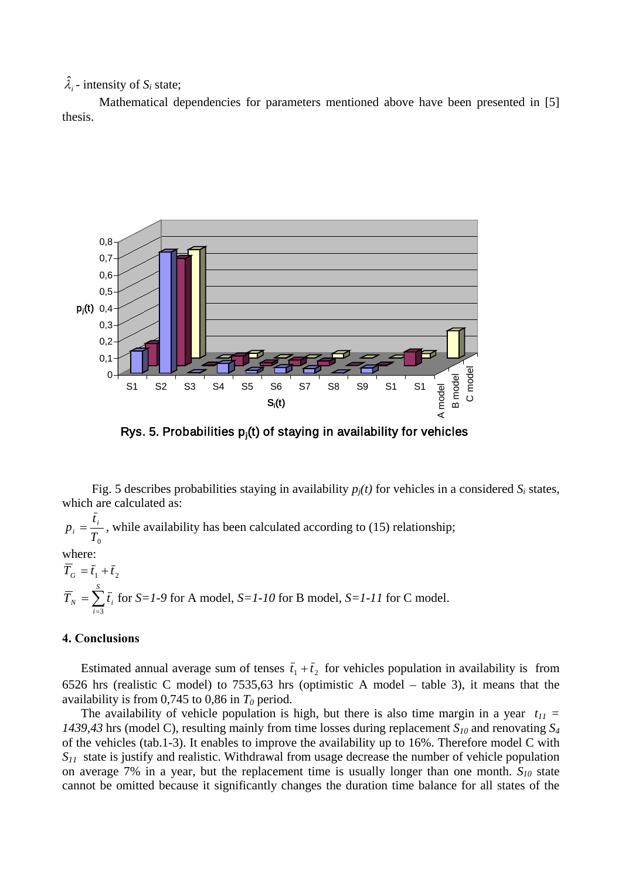$\hat{\lambda}_i$ - intensity of $S_i$ state;

Mathematical dependencies for parameters mentioned above have been presented in [5] thesis.

Rys. 5. Probabilities $p_j(t)$ of staying in availability for vehicles

Fig. 5 describes probabilities staying in availability $p_j(t)$ for vehicles in a considered $S_i$ states, which are calculated as:

$p_i = \frac{\bar{t}_i}{T_0}$, while availability has been calculated according to (15) relationship;

where:

$\bar{T}_G = \bar{t}_1 + \bar{t}_2$

$\bar{T}_N = \sum_{i=3}^{S} \bar{t}_i$ for *S=1-9* for A model, *S=1-10* for B model, *S=1-11* for C model.

## 4. Conclusions

Estimated annual average sum of tenses $\bar{t}_1 + \bar{t}_2$ for vehicles population in availability is from 6526 hrs (realistic C model) to 7535,63 hrs (optimistic A model – table 3), it means that the availability is from 0,745 to 0,86 in $T_0$ period.

The availability of vehicle population is high, but there is also time margin in a year $t_{11} = 1439{,}43$ hrs (model C), resulting mainly from time losses during replacement $S_{10}$ and renovating $S_4$ of the vehicles (tab.1-3). It enables to improve the availability up to 16%. Therefore model C with $S_{11}$ state is justify and realistic. Withdrawal from usage decrease the number of vehicle population on average 7% in a year, but the replacement time is usually longer than one month. $S_{10}$ state cannot be omitted because it significantly changes the duration time balance for all states of the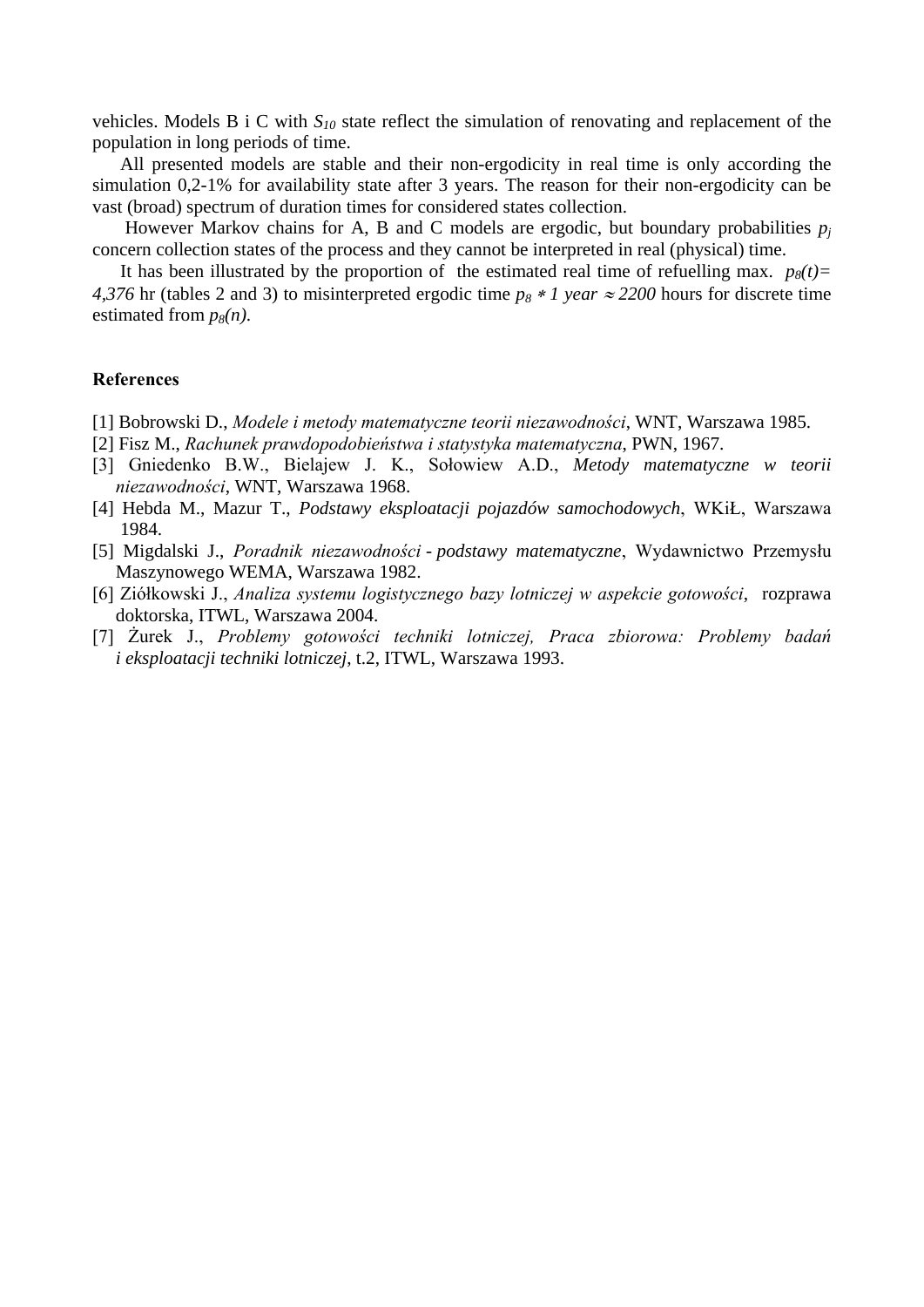vehicles. Models B i C with $S_{10}$ state reflect the simulation of renovating and replacement of the population in long periods of time.

All presented models are stable and their non-ergodicity in real time is only according the simulation 0,2-1% for availability state after 3 years. The reason for their non-ergodicity can be vast (broad) spectrum of duration times for considered states collection.

However Markov chains for A, B and C models are ergodic, but boundary probabilities $p_j$ concern collection states of the process and they cannot be interpreted in real (physical) time.

It has been illustrated by the proportion of the estimated real time of refuelling max. $p_8(t)= 4{,}376$ hr (tables 2 and 3) to misinterpreted ergodic time $p_8 * 1\ year \approx 2200$ hours for discrete time estimated from $p_8(n)$.

## References

[1] Bobrowski D., *Modele i metody matematyczne teorii niezawodności*, WNT, Warszawa 1985.
[2] Fisz M., *Rachunek prawdopodobieństwa i statystyka matematyczna*, PWN, 1967.
[3] Gniedenko B.W., Bielajew J. K., Sołowiew A.D., *Metody matematyczne w teorii niezawodności*, WNT, Warszawa 1968.
[4] Hebda M., Mazur T., *Podstawy eksploatacji pojazdów samochodowych*, WKiŁ, Warszawa 1984.
[5] Migdalski J., *Poradnik niezawodności - podstawy matematyczne*, Wydawnictwo Przemysłu Maszynowego WEMA, Warszawa 1982.
[6] Ziółkowski J., *Analiza systemu logistycznego bazy lotniczej w aspekcie gotowości*, rozprawa doktorska, ITWL, Warszawa 2004.
[7] Żurek J., *Problemy gotowości techniki lotniczej, Praca zbiorowa: Problemy badań i eksploatacji techniki lotniczej*, t.2, ITWL, Warszawa 1993.